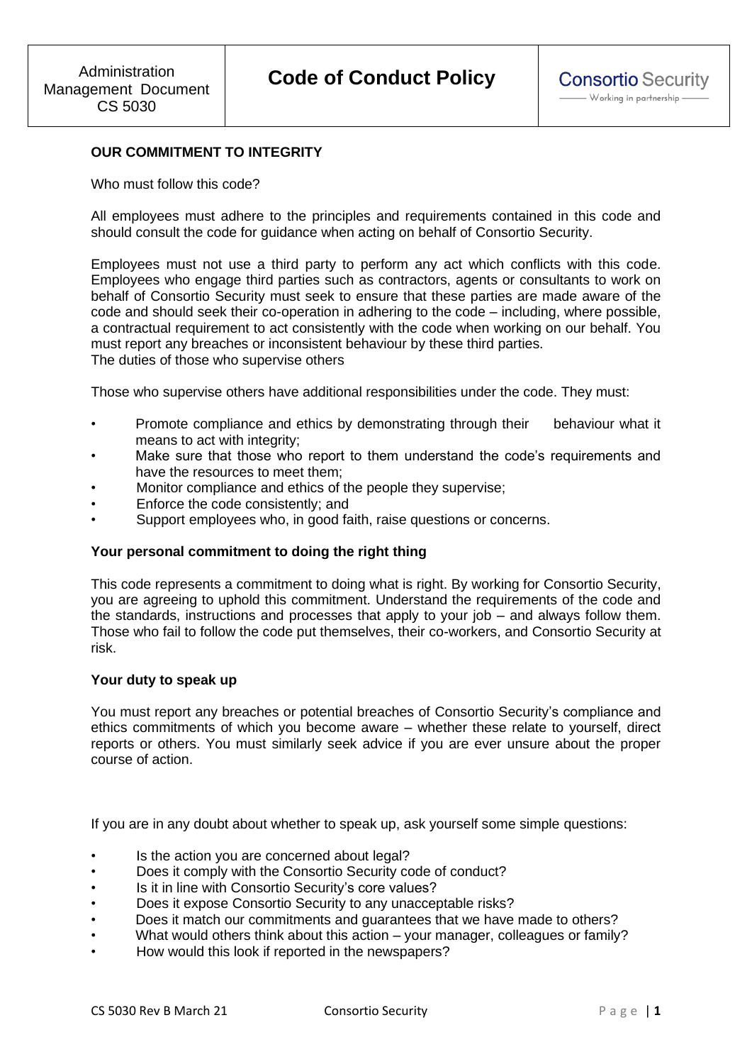| Administration Management Document CS 5030 | **Code of Conduct Policy** | Consortio Security — Working in partnership — |
|---|---|---|

## OUR COMMITMENT TO INTEGRITY

Who must follow this code?

All employees must adhere to the principles and requirements contained in this code and should consult the code for guidance when acting on behalf of Consortio Security.

Employees must not use a third party to perform any act which conflicts with this code. Employees who engage third parties such as contractors, agents or consultants to work on behalf of Consortio Security must seek to ensure that these parties are made aware of the code and should seek their co-operation in adhering to the code – including, where possible, a contractual requirement to act consistently with the code when working on our behalf. You must report any breaches or inconsistent behaviour by these third parties.

The duties of those who supervise others

Those who supervise others have additional responsibilities under the code. They must:

- Promote compliance and ethics by demonstrating through their behaviour what it means to act with integrity;
- Make sure that those who report to them understand the code's requirements and have the resources to meet them;
- Monitor compliance and ethics of the people they supervise;
- Enforce the code consistently; and
- Support employees who, in good faith, raise questions or concerns.

### Your personal commitment to doing the right thing

This code represents a commitment to doing what is right. By working for Consortio Security, you are agreeing to uphold this commitment. Understand the requirements of the code and the standards, instructions and processes that apply to your job – and always follow them. Those who fail to follow the code put themselves, their co-workers, and Consortio Security at risk.

### Your duty to speak up

You must report any breaches or potential breaches of Consortio Security's compliance and ethics commitments of which you become aware – whether these relate to yourself, direct reports or others. You must similarly seek advice if you are ever unsure about the proper course of action.

If you are in any doubt about whether to speak up, ask yourself some simple questions:

- Is the action you are concerned about legal?
- Does it comply with the Consortio Security code of conduct?
- Is it in line with Consortio Security's core values?
- Does it expose Consortio Security to any unacceptable risks?
- Does it match our commitments and guarantees that we have made to others?
- What would others think about this action – your manager, colleagues or family?
- How would this look if reported in the newspapers?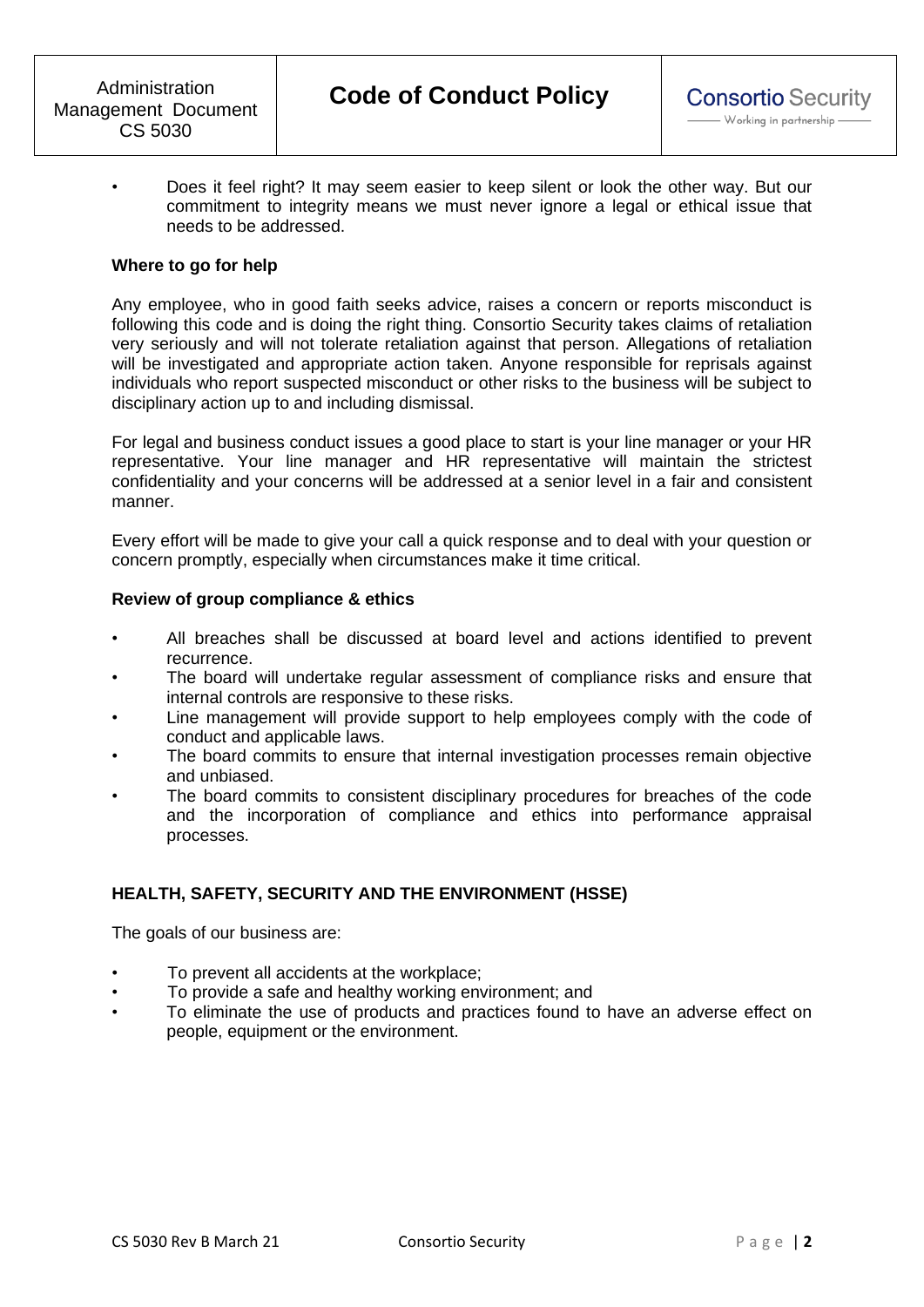- Does it feel right? It may seem easier to keep silent or look the other way. But our commitment to integrity means we must never ignore a legal or ethical issue that needs to be addressed.

**Where to go for help**

Any employee, who in good faith seeks advice, raises a concern or reports misconduct is following this code and is doing the right thing. Consortio Security takes claims of retaliation very seriously and will not tolerate retaliation against that person. Allegations of retaliation will be investigated and appropriate action taken. Anyone responsible for reprisals against individuals who report suspected misconduct or other risks to the business will be subject to disciplinary action up to and including dismissal.

For legal and business conduct issues a good place to start is your line manager or your HR representative. Your line manager and HR representative will maintain the strictest confidentiality and your concerns will be addressed at a senior level in a fair and consistent manner.

Every effort will be made to give your call a quick response and to deal with your question or concern promptly, especially when circumstances make it time critical.

**Review of group compliance & ethics**

- All breaches shall be discussed at board level and actions identified to prevent recurrence.
- The board will undertake regular assessment of compliance risks and ensure that internal controls are responsive to these risks.
- Line management will provide support to help employees comply with the code of conduct and applicable laws.
- The board commits to ensure that internal investigation processes remain objective and unbiased.
- The board commits to consistent disciplinary procedures for breaches of the code and the incorporation of compliance and ethics into performance appraisal processes.

**HEALTH, SAFETY, SECURITY AND THE ENVIRONMENT (HSSE)**

The goals of our business are:

- To prevent all accidents at the workplace;
- To provide a safe and healthy working environment; and
- To eliminate the use of products and practices found to have an adverse effect on people, equipment or the environment.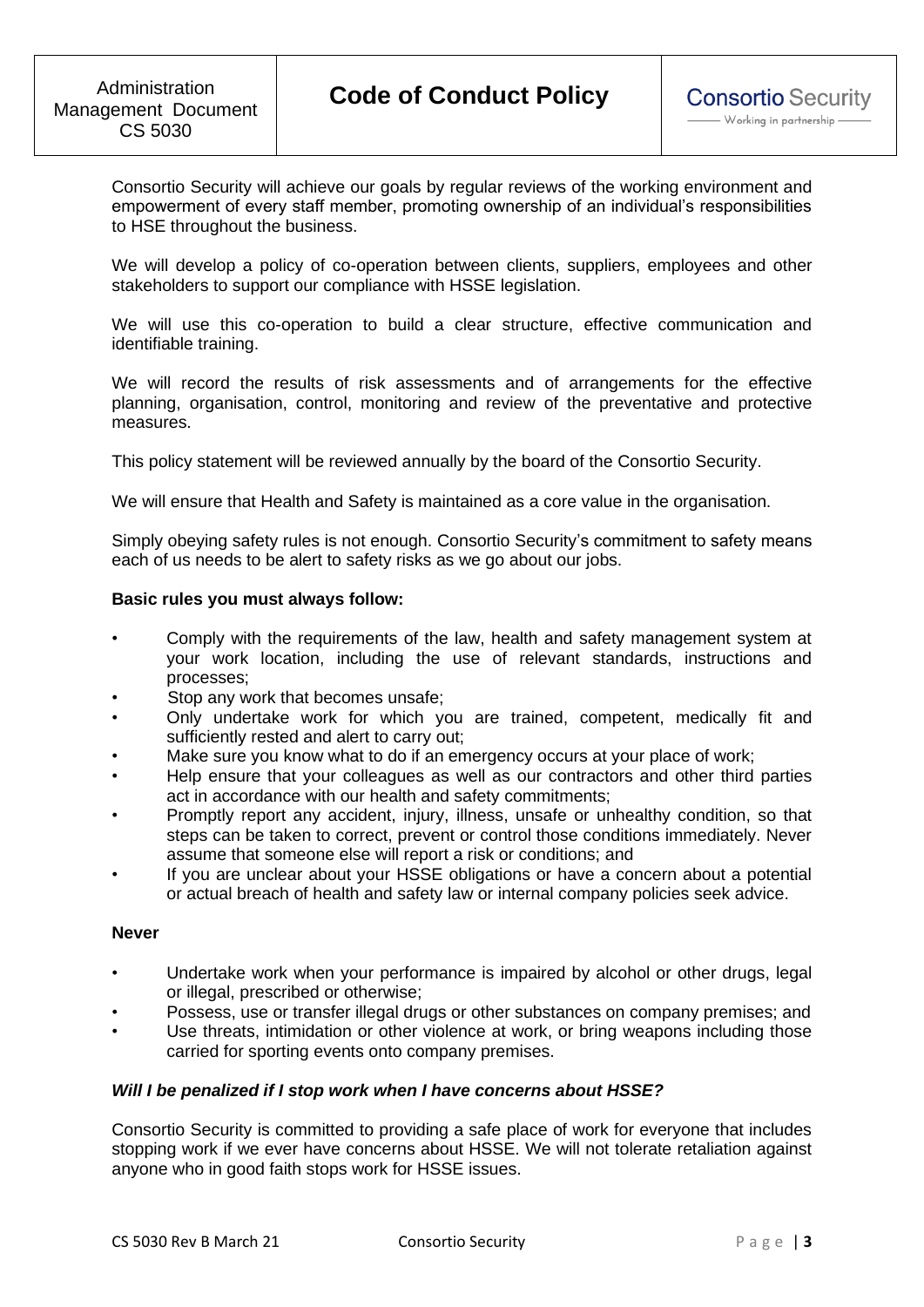Consortio Security will achieve our goals by regular reviews of the working environment and empowerment of every staff member, promoting ownership of an individual's responsibilities to HSE throughout the business.

We will develop a policy of co-operation between clients, suppliers, employees and other stakeholders to support our compliance with HSSE legislation.

We will use this co-operation to build a clear structure, effective communication and identifiable training.

We will record the results of risk assessments and of arrangements for the effective planning, organisation, control, monitoring and review of the preventative and protective measures.

This policy statement will be reviewed annually by the board of the Consortio Security.

We will ensure that Health and Safety is maintained as a core value in the organisation.

Simply obeying safety rules is not enough. Consortio Security's commitment to safety means each of us needs to be alert to safety risks as we go about our jobs.

**Basic rules you must always follow:**

- Comply with the requirements of the law, health and safety management system at your work location, including the use of relevant standards, instructions and processes;
- Stop any work that becomes unsafe;
- Only undertake work for which you are trained, competent, medically fit and sufficiently rested and alert to carry out;
- Make sure you know what to do if an emergency occurs at your place of work;
- Help ensure that your colleagues as well as our contractors and other third parties act in accordance with our health and safety commitments;
- Promptly report any accident, injury, illness, unsafe or unhealthy condition, so that steps can be taken to correct, prevent or control those conditions immediately. Never assume that someone else will report a risk or conditions; and
- If you are unclear about your HSSE obligations or have a concern about a potential or actual breach of health and safety law or internal company policies seek advice.

**Never**

- Undertake work when your performance is impaired by alcohol or other drugs, legal or illegal, prescribed or otherwise;
- Possess, use or transfer illegal drugs or other substances on company premises; and
- Use threats, intimidation or other violence at work, or bring weapons including those carried for sporting events onto company premises.

***Will I be penalized if I stop work when I have concerns about HSSE?***

Consortio Security is committed to providing a safe place of work for everyone that includes stopping work if we ever have concerns about HSSE. We will not tolerate retaliation against anyone who in good faith stops work for HSSE issues.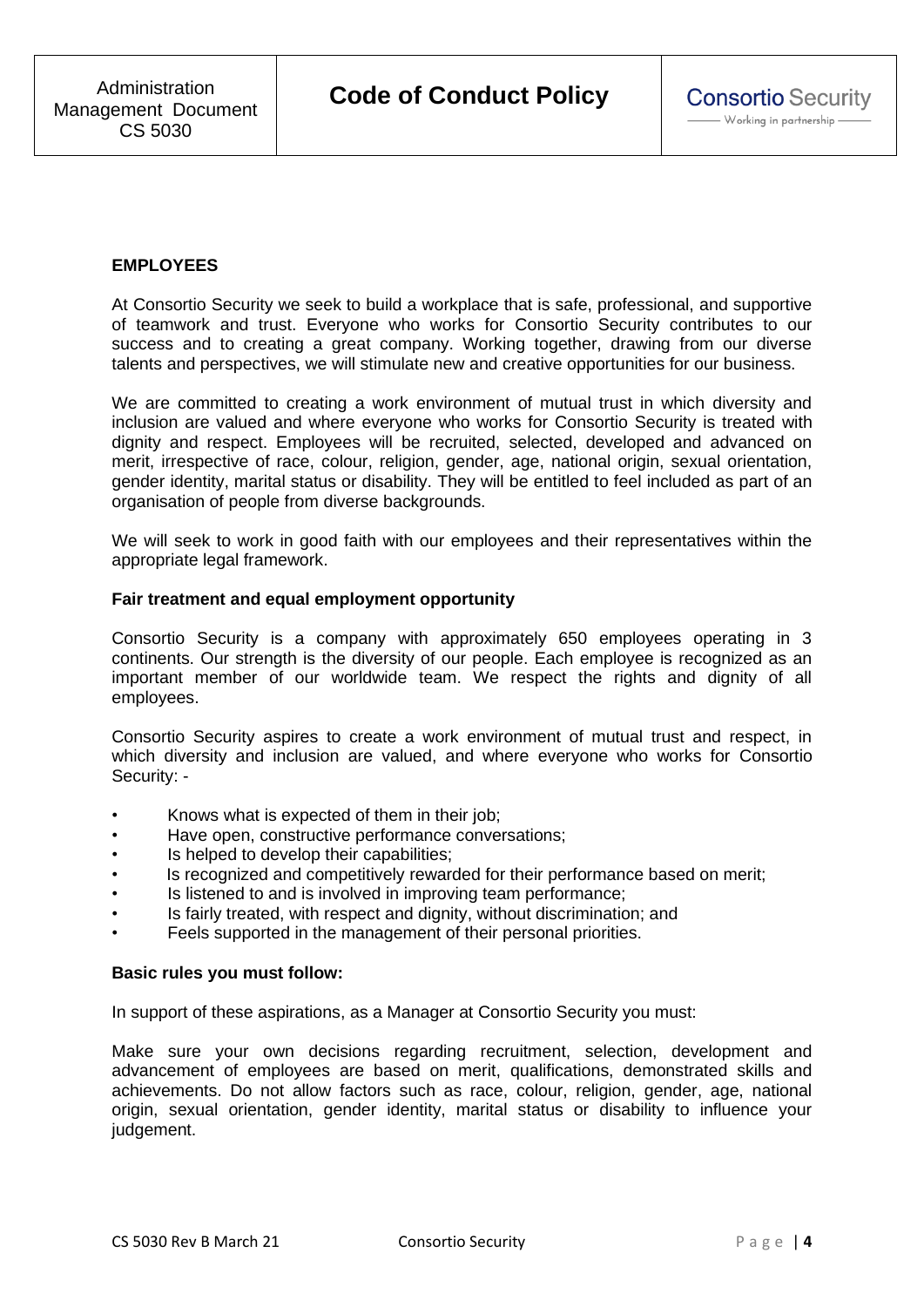**EMPLOYEES**

At Consortio Security we seek to build a workplace that is safe, professional, and supportive of teamwork and trust. Everyone who works for Consortio Security contributes to our success and to creating a great company. Working together, drawing from our diverse talents and perspectives, we will stimulate new and creative opportunities for our business.

We are committed to creating a work environment of mutual trust in which diversity and inclusion are valued and where everyone who works for Consortio Security is treated with dignity and respect. Employees will be recruited, selected, developed and advanced on merit, irrespective of race, colour, religion, gender, age, national origin, sexual orientation, gender identity, marital status or disability. They will be entitled to feel included as part of an organisation of people from diverse backgrounds.

We will seek to work in good faith with our employees and their representatives within the appropriate legal framework.

**Fair treatment and equal employment opportunity**

Consortio Security is a company with approximately 650 employees operating in 3 continents. Our strength is the diversity of our people. Each employee is recognized as an important member of our worldwide team. We respect the rights and dignity of all employees.

Consortio Security aspires to create a work environment of mutual trust and respect, in which diversity and inclusion are valued, and where everyone who works for Consortio Security: -

- Knows what is expected of them in their job;
- Have open, constructive performance conversations;
- Is helped to develop their capabilities;
- Is recognized and competitively rewarded for their performance based on merit;
- Is listened to and is involved in improving team performance;
- Is fairly treated, with respect and dignity, without discrimination; and
- Feels supported in the management of their personal priorities.

**Basic rules you must follow:**

In support of these aspirations, as a Manager at Consortio Security you must:

Make sure your own decisions regarding recruitment, selection, development and advancement of employees are based on merit, qualifications, demonstrated skills and achievements. Do not allow factors such as race, colour, religion, gender, age, national origin, sexual orientation, gender identity, marital status or disability to influence your judgement.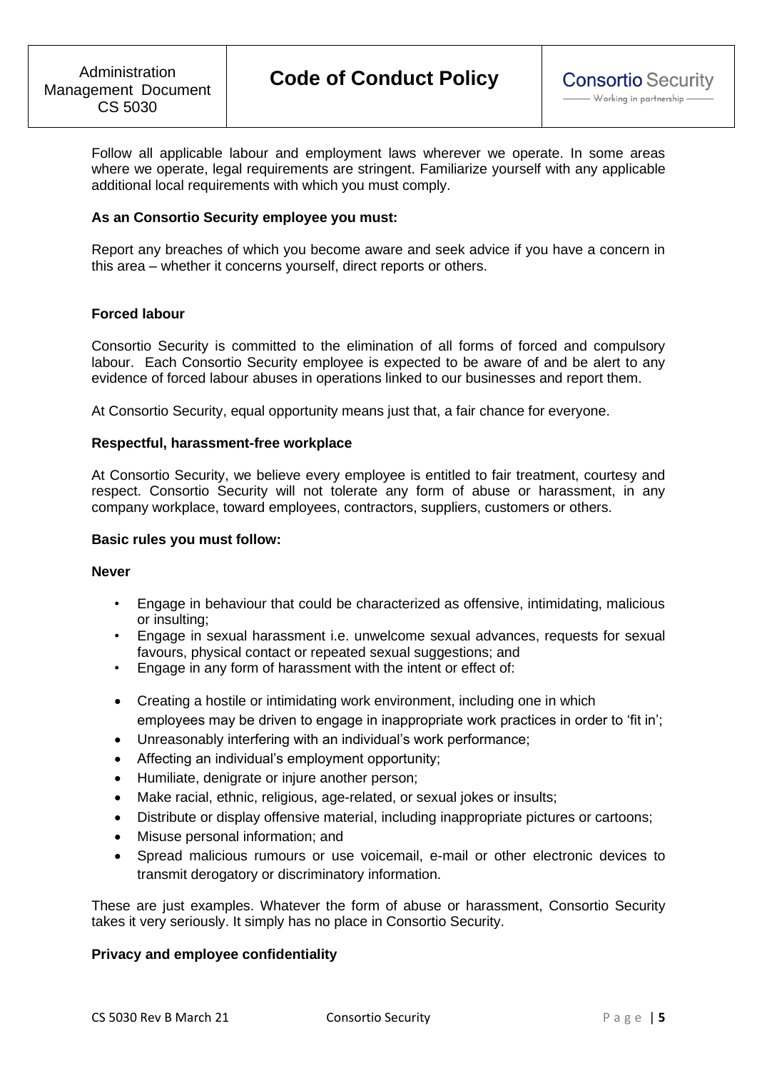Follow all applicable labour and employment laws wherever we operate. In some areas where we operate, legal requirements are stringent. Familiarize yourself with any applicable additional local requirements with which you must comply.

**As an Consortio Security employee you must:**

Report any breaches of which you become aware and seek advice if you have a concern in this area – whether it concerns yourself, direct reports or others.

**Forced labour**

Consortio Security is committed to the elimination of all forms of forced and compulsory labour. Each Consortio Security employee is expected to be aware of and be alert to any evidence of forced labour abuses in operations linked to our businesses and report them.

At Consortio Security, equal opportunity means just that, a fair chance for everyone.

**Respectful, harassment-free workplace**

At Consortio Security, we believe every employee is entitled to fair treatment, courtesy and respect. Consortio Security will not tolerate any form of abuse or harassment, in any company workplace, toward employees, contractors, suppliers, customers or others.

**Basic rules you must follow:**

**Never**

- Engage in behaviour that could be characterized as offensive, intimidating, malicious or insulting;
- Engage in sexual harassment i.e. unwelcome sexual advances, requests for sexual favours, physical contact or repeated sexual suggestions; and
- Engage in any form of harassment with the intent or effect of:

- Creating a hostile or intimidating work environment, including one in which employees may be driven to engage in inappropriate work practices in order to 'fit in';
- Unreasonably interfering with an individual's work performance;
- Affecting an individual's employment opportunity;
- Humiliate, denigrate or injure another person;
- Make racial, ethnic, religious, age-related, or sexual jokes or insults;
- Distribute or display offensive material, including inappropriate pictures or cartoons;
- Misuse personal information; and
- Spread malicious rumours or use voicemail, e-mail or other electronic devices to transmit derogatory or discriminatory information.

These are just examples. Whatever the form of abuse or harassment, Consortio Security takes it very seriously. It simply has no place in Consortio Security.

**Privacy and employee confidentiality**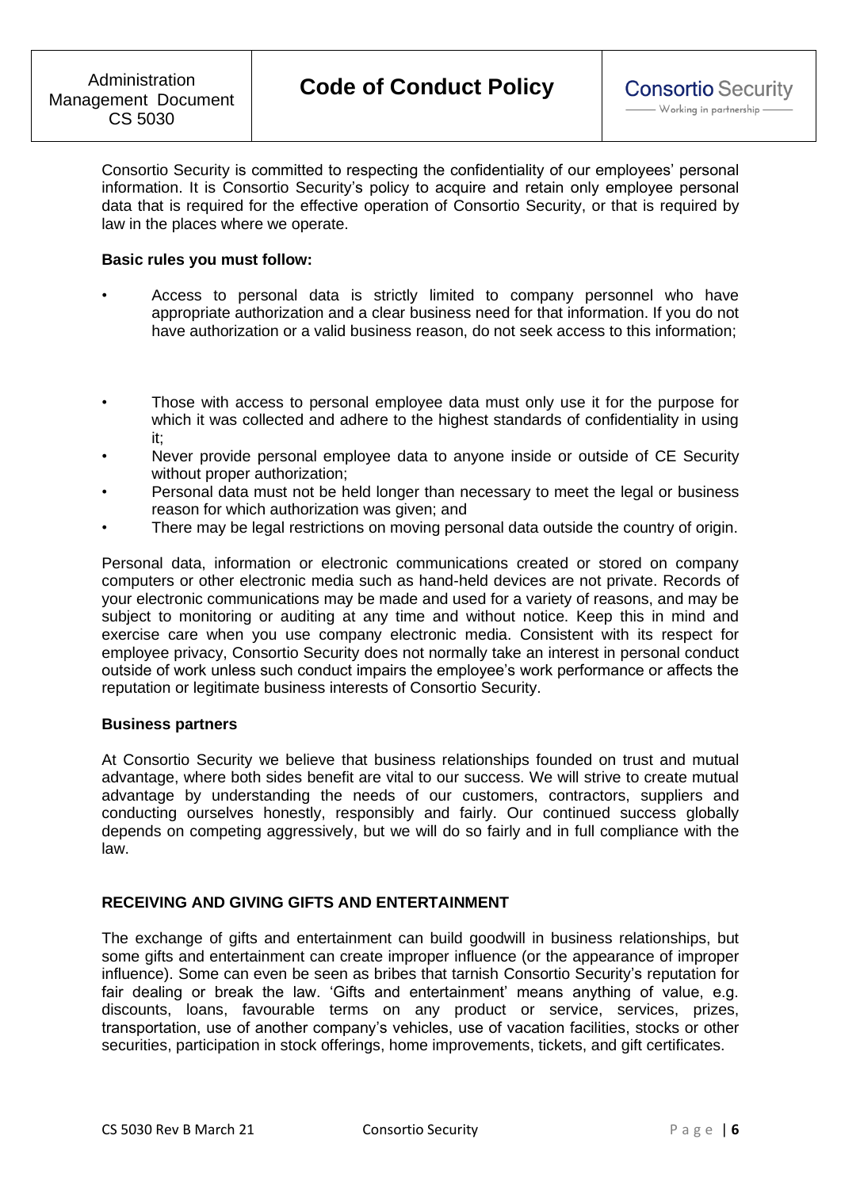Consortio Security is committed to respecting the confidentiality of our employees' personal information. It is Consortio Security's policy to acquire and retain only employee personal data that is required for the effective operation of Consortio Security, or that is required by law in the places where we operate.

**Basic rules you must follow:**

- Access to personal data is strictly limited to company personnel who have appropriate authorization and a clear business need for that information. If you do not have authorization or a valid business reason, do not seek access to this information;
- Those with access to personal employee data must only use it for the purpose for which it was collected and adhere to the highest standards of confidentiality in using it;
- Never provide personal employee data to anyone inside or outside of CE Security without proper authorization;
- Personal data must not be held longer than necessary to meet the legal or business reason for which authorization was given; and
- There may be legal restrictions on moving personal data outside the country of origin.

Personal data, information or electronic communications created or stored on company computers or other electronic media such as hand-held devices are not private. Records of your electronic communications may be made and used for a variety of reasons, and may be subject to monitoring or auditing at any time and without notice. Keep this in mind and exercise care when you use company electronic media. Consistent with its respect for employee privacy, Consortio Security does not normally take an interest in personal conduct outside of work unless such conduct impairs the employee's work performance or affects the reputation or legitimate business interests of Consortio Security.

**Business partners**

At Consortio Security we believe that business relationships founded on trust and mutual advantage, where both sides benefit are vital to our success. We will strive to create mutual advantage by understanding the needs of our customers, contractors, suppliers and conducting ourselves honestly, responsibly and fairly. Our continued success globally depends on competing aggressively, but we will do so fairly and in full compliance with the law.

**RECEIVING AND GIVING GIFTS AND ENTERTAINMENT**

The exchange of gifts and entertainment can build goodwill in business relationships, but some gifts and entertainment can create improper influence (or the appearance of improper influence). Some can even be seen as bribes that tarnish Consortio Security's reputation for fair dealing or break the law. 'Gifts and entertainment' means anything of value, e.g. discounts, loans, favourable terms on any product or service, services, prizes, transportation, use of another company's vehicles, use of vacation facilities, stocks or other securities, participation in stock offerings, home improvements, tickets, and gift certificates.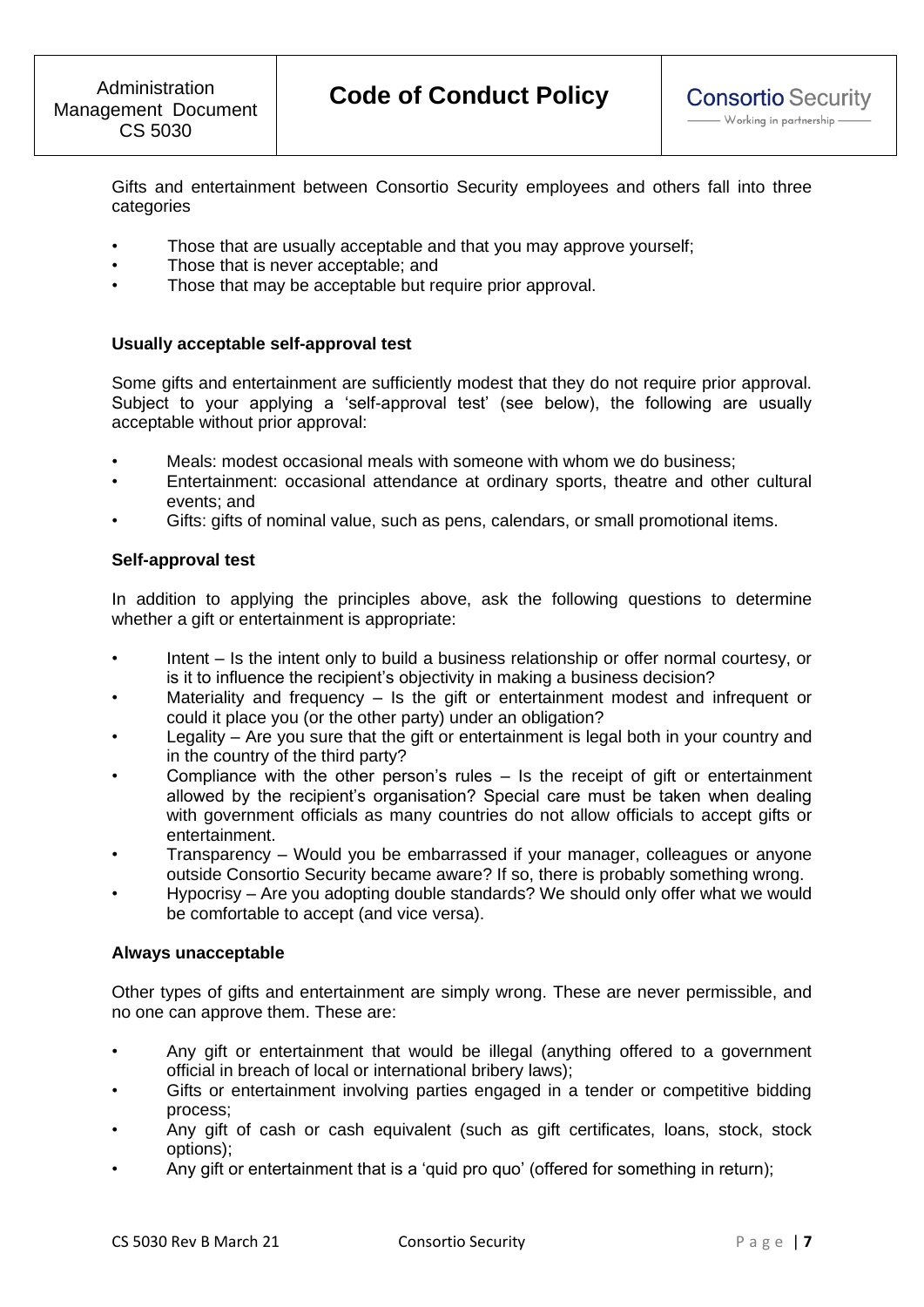Gifts and entertainment between Consortio Security employees and others fall into three categories

- Those that are usually acceptable and that you may approve yourself;
- Those that is never acceptable; and
- Those that may be acceptable but require prior approval.

**Usually acceptable self-approval test**

Some gifts and entertainment are sufficiently modest that they do not require prior approval. Subject to your applying a 'self-approval test' (see below), the following are usually acceptable without prior approval:

- Meals: modest occasional meals with someone with whom we do business;
- Entertainment: occasional attendance at ordinary sports, theatre and other cultural events; and
- Gifts: gifts of nominal value, such as pens, calendars, or small promotional items.

**Self-approval test**

In addition to applying the principles above, ask the following questions to determine whether a gift or entertainment is appropriate:

- Intent – Is the intent only to build a business relationship or offer normal courtesy, or is it to influence the recipient's objectivity in making a business decision?
- Materiality and frequency – Is the gift or entertainment modest and infrequent or could it place you (or the other party) under an obligation?
- Legality – Are you sure that the gift or entertainment is legal both in your country and in the country of the third party?
- Compliance with the other person's rules – Is the receipt of gift or entertainment allowed by the recipient's organisation? Special care must be taken when dealing with government officials as many countries do not allow officials to accept gifts or entertainment.
- Transparency – Would you be embarrassed if your manager, colleagues or anyone outside Consortio Security became aware? If so, there is probably something wrong.
- Hypocrisy – Are you adopting double standards? We should only offer what we would be comfortable to accept (and vice versa).

**Always unacceptable**

Other types of gifts and entertainment are simply wrong. These are never permissible, and no one can approve them. These are:

- Any gift or entertainment that would be illegal (anything offered to a government official in breach of local or international bribery laws);
- Gifts or entertainment involving parties engaged in a tender or competitive bidding process;
- Any gift of cash or cash equivalent (such as gift certificates, loans, stock, stock options);
- Any gift or entertainment that is a 'quid pro quo' (offered for something in return);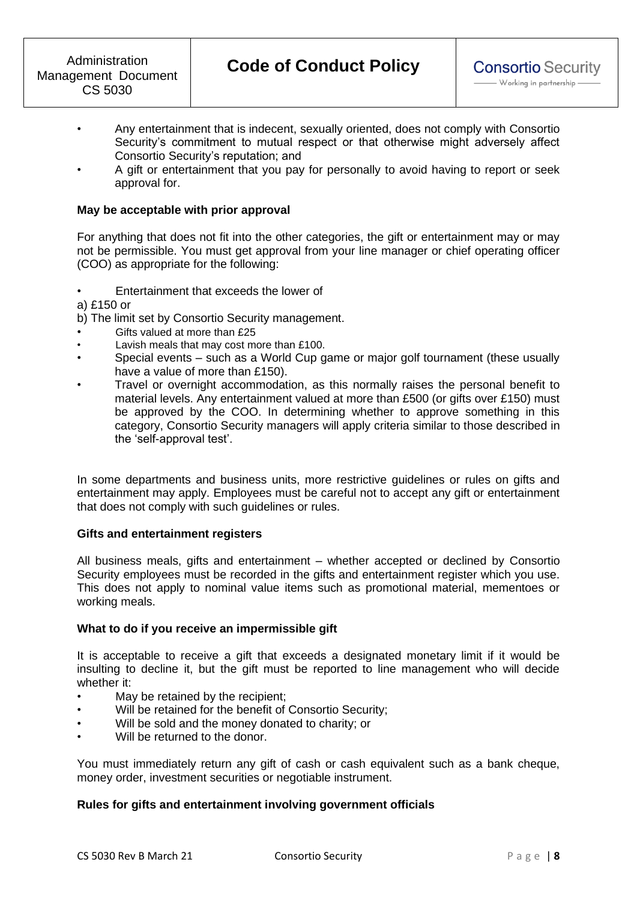- Any entertainment that is indecent, sexually oriented, does not comply with Consortio Security's commitment to mutual respect or that otherwise might adversely affect Consortio Security's reputation; and
- A gift or entertainment that you pay for personally to avoid having to report or seek approval for.

**May be acceptable with prior approval**

For anything that does not fit into the other categories, the gift or entertainment may or may not be permissible. You must get approval from your line manager or chief operating officer (COO) as appropriate for the following:

- Entertainment that exceeds the lower of

a) £150 or

b) The limit set by Consortio Security management.

- Gifts valued at more than £25
- Lavish meals that may cost more than £100.
- Special events – such as a World Cup game or major golf tournament (these usually have a value of more than £150).
- Travel or overnight accommodation, as this normally raises the personal benefit to material levels. Any entertainment valued at more than £500 (or gifts over £150) must be approved by the COO. In determining whether to approve something in this category, Consortio Security managers will apply criteria similar to those described in the 'self-approval test'.

In some departments and business units, more restrictive guidelines or rules on gifts and entertainment may apply. Employees must be careful not to accept any gift or entertainment that does not comply with such guidelines or rules.

**Gifts and entertainment registers**

All business meals, gifts and entertainment – whether accepted or declined by Consortio Security employees must be recorded in the gifts and entertainment register which you use. This does not apply to nominal value items such as promotional material, mementoes or working meals.

**What to do if you receive an impermissible gift**

It is acceptable to receive a gift that exceeds a designated monetary limit if it would be insulting to decline it, but the gift must be reported to line management who will decide whether it:

- May be retained by the recipient;
- Will be retained for the benefit of Consortio Security;
- Will be sold and the money donated to charity; or
- Will be returned to the donor.

You must immediately return any gift of cash or cash equivalent such as a bank cheque, money order, investment securities or negotiable instrument.

**Rules for gifts and entertainment involving government officials**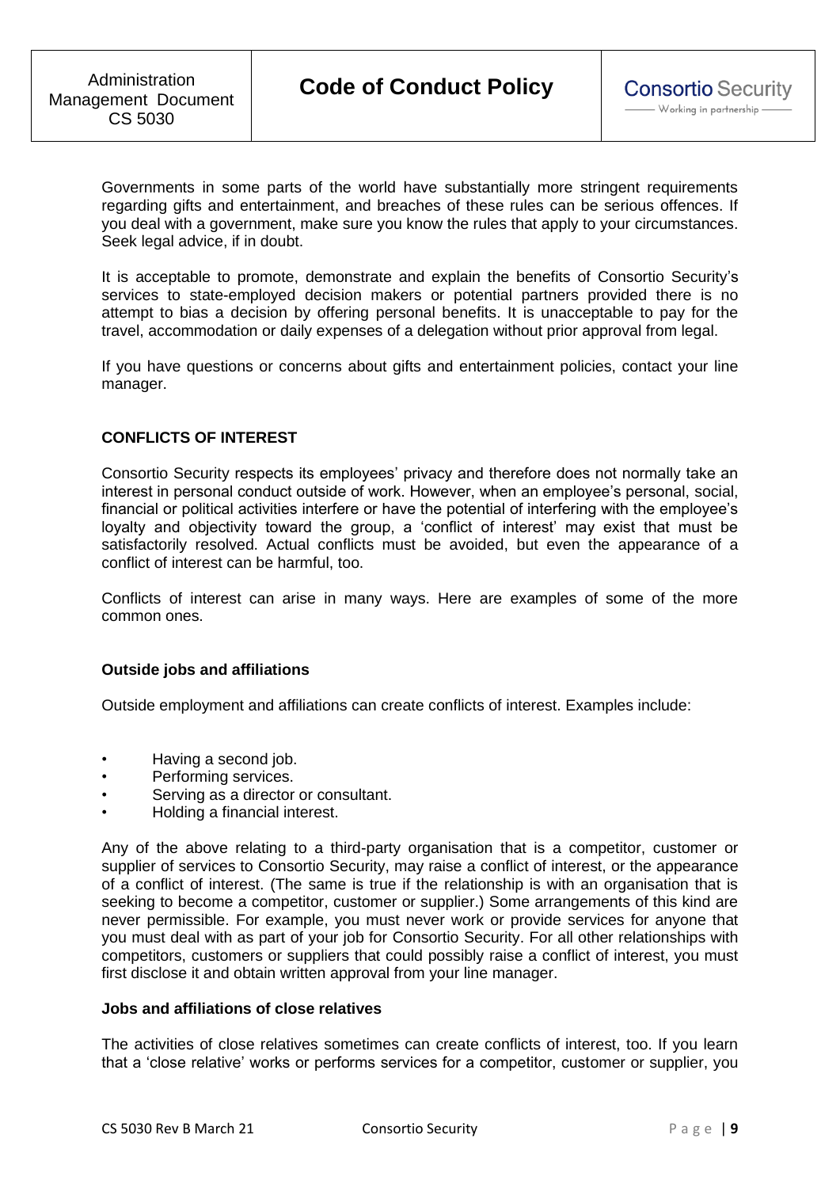Governments in some parts of the world have substantially more stringent requirements regarding gifts and entertainment, and breaches of these rules can be serious offences. If you deal with a government, make sure you know the rules that apply to your circumstances. Seek legal advice, if in doubt.

It is acceptable to promote, demonstrate and explain the benefits of Consortio Security's services to state-employed decision makers or potential partners provided there is no attempt to bias a decision by offering personal benefits. It is unacceptable to pay for the travel, accommodation or daily expenses of a delegation without prior approval from legal.

If you have questions or concerns about gifts and entertainment policies, contact your line manager.

## CONFLICTS OF INTEREST

Consortio Security respects its employees' privacy and therefore does not normally take an interest in personal conduct outside of work. However, when an employee's personal, social, financial or political activities interfere or have the potential of interfering with the employee's loyalty and objectivity toward the group, a 'conflict of interest' may exist that must be satisfactorily resolved. Actual conflicts must be avoided, but even the appearance of a conflict of interest can be harmful, too.

Conflicts of interest can arise in many ways. Here are examples of some of the more common ones.

### Outside jobs and affiliations

Outside employment and affiliations can create conflicts of interest. Examples include:

- Having a second job.
- Performing services.
- Serving as a director or consultant.
- Holding a financial interest.

Any of the above relating to a third-party organisation that is a competitor, customer or supplier of services to Consortio Security, may raise a conflict of interest, or the appearance of a conflict of interest. (The same is true if the relationship is with an organisation that is seeking to become a competitor, customer or supplier.) Some arrangements of this kind are never permissible. For example, you must never work or provide services for anyone that you must deal with as part of your job for Consortio Security. For all other relationships with competitors, customers or suppliers that could possibly raise a conflict of interest, you must first disclose it and obtain written approval from your line manager.

### Jobs and affiliations of close relatives

The activities of close relatives sometimes can create conflicts of interest, too. If you learn that a 'close relative' works or performs services for a competitor, customer or supplier, you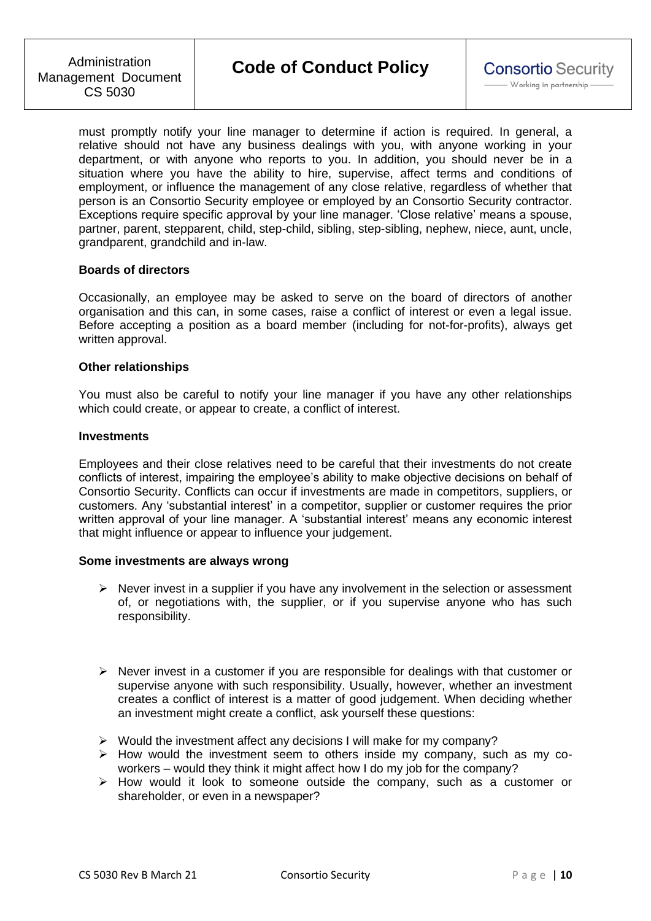must promptly notify your line manager to determine if action is required. In general, a relative should not have any business dealings with you, with anyone working in your department, or with anyone who reports to you. In addition, you should never be in a situation where you have the ability to hire, supervise, affect terms and conditions of employment, or influence the management of any close relative, regardless of whether that person is an Consortio Security employee or employed by an Consortio Security contractor. Exceptions require specific approval by your line manager. 'Close relative' means a spouse, partner, parent, stepparent, child, step-child, sibling, step-sibling, nephew, niece, aunt, uncle, grandparent, grandchild and in-law.

**Boards of directors**

Occasionally, an employee may be asked to serve on the board of directors of another organisation and this can, in some cases, raise a conflict of interest or even a legal issue. Before accepting a position as a board member (including for not-for-profits), always get written approval.

**Other relationships**

You must also be careful to notify your line manager if you have any other relationships which could create, or appear to create, a conflict of interest.

**Investments**

Employees and their close relatives need to be careful that their investments do not create conflicts of interest, impairing the employee's ability to make objective decisions on behalf of Consortio Security. Conflicts can occur if investments are made in competitors, suppliers, or customers. Any 'substantial interest' in a competitor, supplier or customer requires the prior written approval of your line manager. A 'substantial interest' means any economic interest that might influence or appear to influence your judgement.

**Some investments are always wrong**

- Never invest in a supplier if you have any involvement in the selection or assessment of, or negotiations with, the supplier, or if you supervise anyone who has such responsibility.

- Never invest in a customer if you are responsible for dealings with that customer or supervise anyone with such responsibility. Usually, however, whether an investment creates a conflict of interest is a matter of good judgement. When deciding whether an investment might create a conflict, ask yourself these questions:
- Would the investment affect any decisions I will make for my company?
- How would the investment seem to others inside my company, such as my co-workers – would they think it might affect how I do my job for the company?
- How would it look to someone outside the company, such as a customer or shareholder, or even in a newspaper?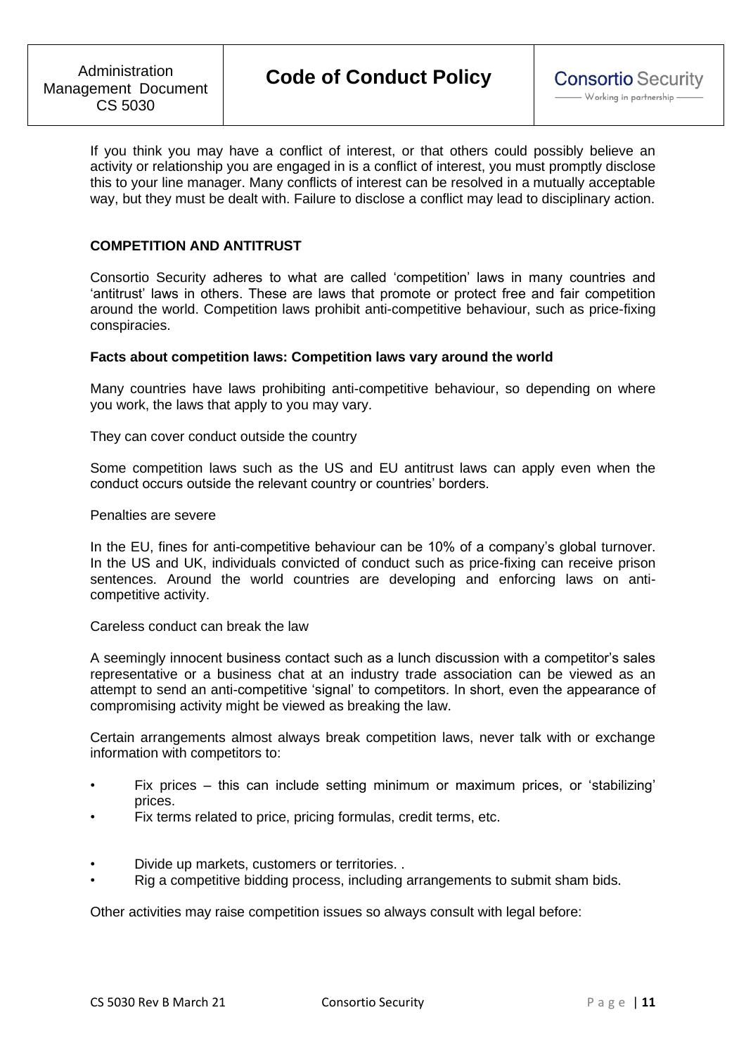If you think you may have a conflict of interest, or that others could possibly believe an activity or relationship you are engaged in is a conflict of interest, you must promptly disclose this to your line manager. Many conflicts of interest can be resolved in a mutually acceptable way, but they must be dealt with. Failure to disclose a conflict may lead to disciplinary action.

## COMPETITION AND ANTITRUST

Consortio Security adheres to what are called 'competition' laws in many countries and 'antitrust' laws in others. These are laws that promote or protect free and fair competition around the world. Competition laws prohibit anti-competitive behaviour, such as price-fixing conspiracies.

**Facts about competition laws: Competition laws vary around the world**

Many countries have laws prohibiting anti-competitive behaviour, so depending on where you work, the laws that apply to you may vary.

They can cover conduct outside the country

Some competition laws such as the US and EU antitrust laws can apply even when the conduct occurs outside the relevant country or countries' borders.

Penalties are severe

In the EU, fines for anti-competitive behaviour can be 10% of a company's global turnover. In the US and UK, individuals convicted of conduct such as price-fixing can receive prison sentences. Around the world countries are developing and enforcing laws on anti-competitive activity.

Careless conduct can break the law

A seemingly innocent business contact such as a lunch discussion with a competitor's sales representative or a business chat at an industry trade association can be viewed as an attempt to send an anti-competitive 'signal' to competitors. In short, even the appearance of compromising activity might be viewed as breaking the law.

Certain arrangements almost always break competition laws, never talk with or exchange information with competitors to:

- Fix prices – this can include setting minimum or maximum prices, or 'stabilizing' prices.
- Fix terms related to price, pricing formulas, credit terms, etc.
- Divide up markets, customers or territories. .
- Rig a competitive bidding process, including arrangements to submit sham bids.

Other activities may raise competition issues so always consult with legal before: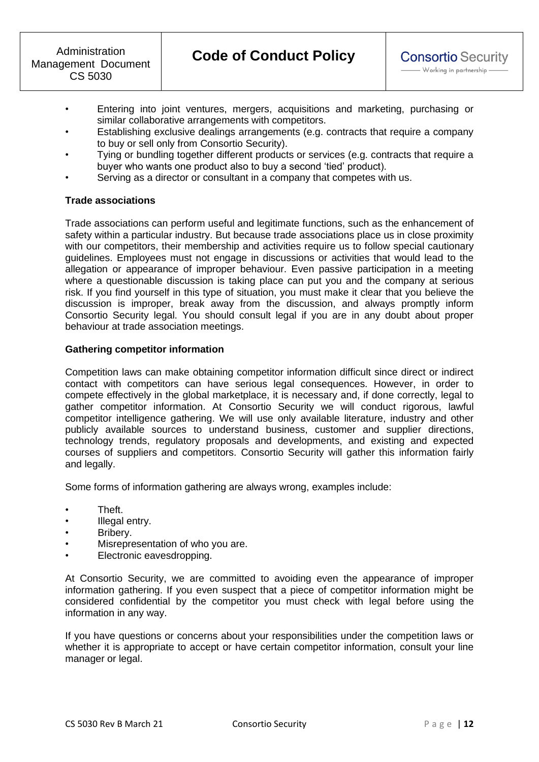- Entering into joint ventures, mergers, acquisitions and marketing, purchasing or similar collaborative arrangements with competitors.
- Establishing exclusive dealings arrangements (e.g. contracts that require a company to buy or sell only from Consortio Security).
- Tying or bundling together different products or services (e.g. contracts that require a buyer who wants one product also to buy a second 'tied' product).
- Serving as a director or consultant in a company that competes with us.

**Trade associations**

Trade associations can perform useful and legitimate functions, such as the enhancement of safety within a particular industry. But because trade associations place us in close proximity with our competitors, their membership and activities require us to follow special cautionary guidelines. Employees must not engage in discussions or activities that would lead to the allegation or appearance of improper behaviour. Even passive participation in a meeting where a questionable discussion is taking place can put you and the company at serious risk. If you find yourself in this type of situation, you must make it clear that you believe the discussion is improper, break away from the discussion, and always promptly inform Consortio Security legal. You should consult legal if you are in any doubt about proper behaviour at trade association meetings.

**Gathering competitor information**

Competition laws can make obtaining competitor information difficult since direct or indirect contact with competitors can have serious legal consequences. However, in order to compete effectively in the global marketplace, it is necessary and, if done correctly, legal to gather competitor information. At Consortio Security we will conduct rigorous, lawful competitor intelligence gathering. We will use only available literature, industry and other publicly available sources to understand business, customer and supplier directions, technology trends, regulatory proposals and developments, and existing and expected courses of suppliers and competitors. Consortio Security will gather this information fairly and legally.

Some forms of information gathering are always wrong, examples include:

- Theft.
- Illegal entry.
- Bribery.
- Misrepresentation of who you are.
- Electronic eavesdropping.

At Consortio Security, we are committed to avoiding even the appearance of improper information gathering. If you even suspect that a piece of competitor information might be considered confidential by the competitor you must check with legal before using the information in any way.

If you have questions or concerns about your responsibilities under the competition laws or whether it is appropriate to accept or have certain competitor information, consult your line manager or legal.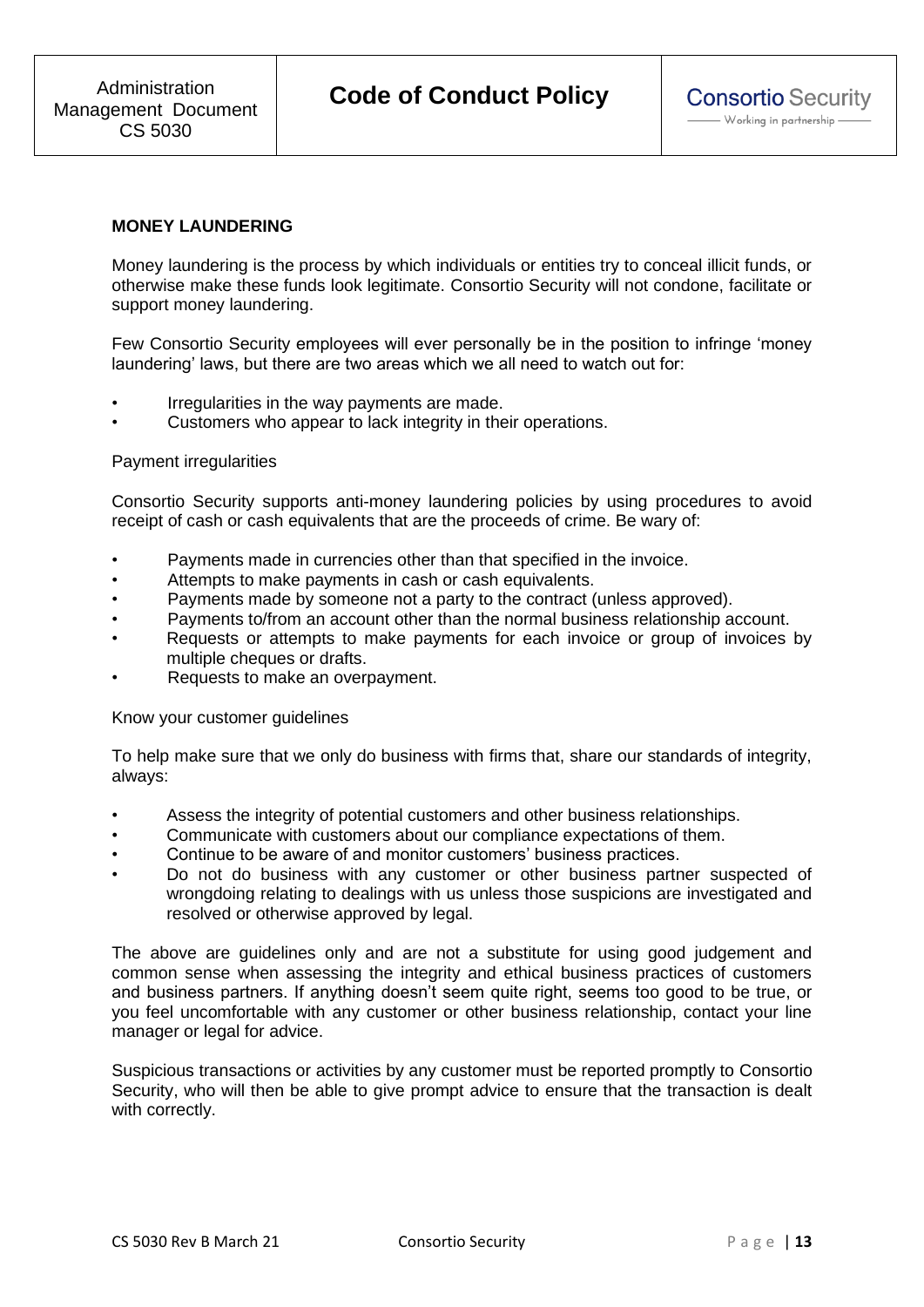## MONEY LAUNDERING

Money laundering is the process by which individuals or entities try to conceal illicit funds, or otherwise make these funds look legitimate. Consortio Security will not condone, facilitate or support money laundering.

Few Consortio Security employees will ever personally be in the position to infringe 'money laundering' laws, but there are two areas which we all need to watch out for:

- Irregularities in the way payments are made.
- Customers who appear to lack integrity in their operations.

Payment irregularities

Consortio Security supports anti-money laundering policies by using procedures to avoid receipt of cash or cash equivalents that are the proceeds of crime. Be wary of:

- Payments made in currencies other than that specified in the invoice.
- Attempts to make payments in cash or cash equivalents.
- Payments made by someone not a party to the contract (unless approved).
- Payments to/from an account other than the normal business relationship account.
- Requests or attempts to make payments for each invoice or group of invoices by multiple cheques or drafts.
- Requests to make an overpayment.

Know your customer guidelines

To help make sure that we only do business with firms that, share our standards of integrity, always:

- Assess the integrity of potential customers and other business relationships.
- Communicate with customers about our compliance expectations of them.
- Continue to be aware of and monitor customers' business practices.
- Do not do business with any customer or other business partner suspected of wrongdoing relating to dealings with us unless those suspicions are investigated and resolved or otherwise approved by legal.

The above are guidelines only and are not a substitute for using good judgement and common sense when assessing the integrity and ethical business practices of customers and business partners. If anything doesn't seem quite right, seems too good to be true, or you feel uncomfortable with any customer or other business relationship, contact your line manager or legal for advice.

Suspicious transactions or activities by any customer must be reported promptly to Consortio Security, who will then be able to give prompt advice to ensure that the transaction is dealt with correctly.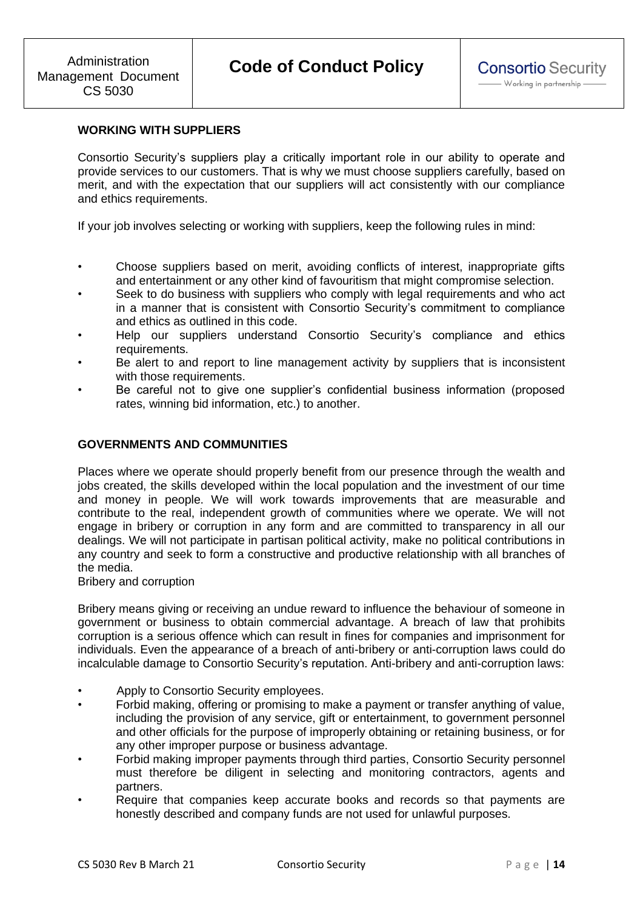## WORKING WITH SUPPLIERS

Consortio Security's suppliers play a critically important role in our ability to operate and provide services to our customers. That is why we must choose suppliers carefully, based on merit, and with the expectation that our suppliers will act consistently with our compliance and ethics requirements.

If your job involves selecting or working with suppliers, keep the following rules in mind:

- Choose suppliers based on merit, avoiding conflicts of interest, inappropriate gifts and entertainment or any other kind of favouritism that might compromise selection.
- Seek to do business with suppliers who comply with legal requirements and who act in a manner that is consistent with Consortio Security's commitment to compliance and ethics as outlined in this code.
- Help our suppliers understand Consortio Security's compliance and ethics requirements.
- Be alert to and report to line management activity by suppliers that is inconsistent with those requirements.
- Be careful not to give one supplier's confidential business information (proposed rates, winning bid information, etc.) to another.

## GOVERNMENTS AND COMMUNITIES

Places where we operate should properly benefit from our presence through the wealth and jobs created, the skills developed within the local population and the investment of our time and money in people. We will work towards improvements that are measurable and contribute to the real, independent growth of communities where we operate. We will not engage in bribery or corruption in any form and are committed to transparency in all our dealings. We will not participate in partisan political activity, make no political contributions in any country and seek to form a constructive and productive relationship with all branches of the media.

Bribery and corruption

Bribery means giving or receiving an undue reward to influence the behaviour of someone in government or business to obtain commercial advantage. A breach of law that prohibits corruption is a serious offence which can result in fines for companies and imprisonment for individuals. Even the appearance of a breach of anti-bribery or anti-corruption laws could do incalculable damage to Consortio Security's reputation. Anti-bribery and anti-corruption laws:

- Apply to Consortio Security employees.
- Forbid making, offering or promising to make a payment or transfer anything of value, including the provision of any service, gift or entertainment, to government personnel and other officials for the purpose of improperly obtaining or retaining business, or for any other improper purpose or business advantage.
- Forbid making improper payments through third parties, Consortio Security personnel must therefore be diligent in selecting and monitoring contractors, agents and partners.
- Require that companies keep accurate books and records so that payments are honestly described and company funds are not used for unlawful purposes.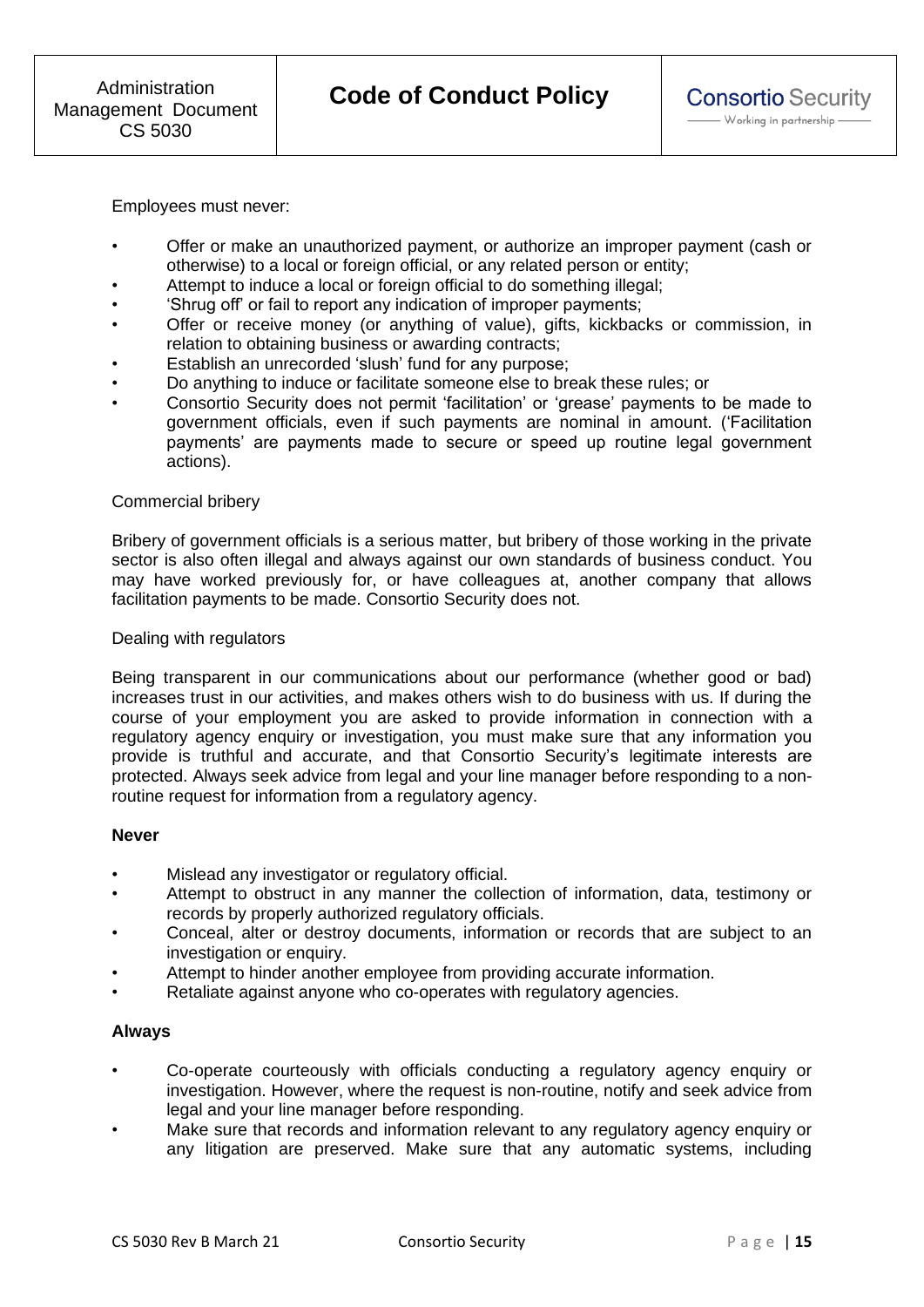Employees must never:

- Offer or make an unauthorized payment, or authorize an improper payment (cash or otherwise) to a local or foreign official, or any related person or entity;
- Attempt to induce a local or foreign official to do something illegal;
- 'Shrug off' or fail to report any indication of improper payments;
- Offer or receive money (or anything of value), gifts, kickbacks or commission, in relation to obtaining business or awarding contracts;
- Establish an unrecorded 'slush' fund for any purpose;
- Do anything to induce or facilitate someone else to break these rules; or
- Consortio Security does not permit 'facilitation' or 'grease' payments to be made to government officials, even if such payments are nominal in amount. ('Facilitation payments' are payments made to secure or speed up routine legal government actions).

Commercial bribery

Bribery of government officials is a serious matter, but bribery of those working in the private sector is also often illegal and always against our own standards of business conduct. You may have worked previously for, or have colleagues at, another company that allows facilitation payments to be made. Consortio Security does not.

Dealing with regulators

Being transparent in our communications about our performance (whether good or bad) increases trust in our activities, and makes others wish to do business with us. If during the course of your employment you are asked to provide information in connection with a regulatory agency enquiry or investigation, you must make sure that any information you provide is truthful and accurate, and that Consortio Security's legitimate interests are protected. Always seek advice from legal and your line manager before responding to a non-routine request for information from a regulatory agency.

**Never**

- Mislead any investigator or regulatory official.
- Attempt to obstruct in any manner the collection of information, data, testimony or records by properly authorized regulatory officials.
- Conceal, alter or destroy documents, information or records that are subject to an investigation or enquiry.
- Attempt to hinder another employee from providing accurate information.
- Retaliate against anyone who co-operates with regulatory agencies.

**Always**

- Co-operate courteously with officials conducting a regulatory agency enquiry or investigation. However, where the request is non-routine, notify and seek advice from legal and your line manager before responding.
- Make sure that records and information relevant to any regulatory agency enquiry or any litigation are preserved. Make sure that any automatic systems, including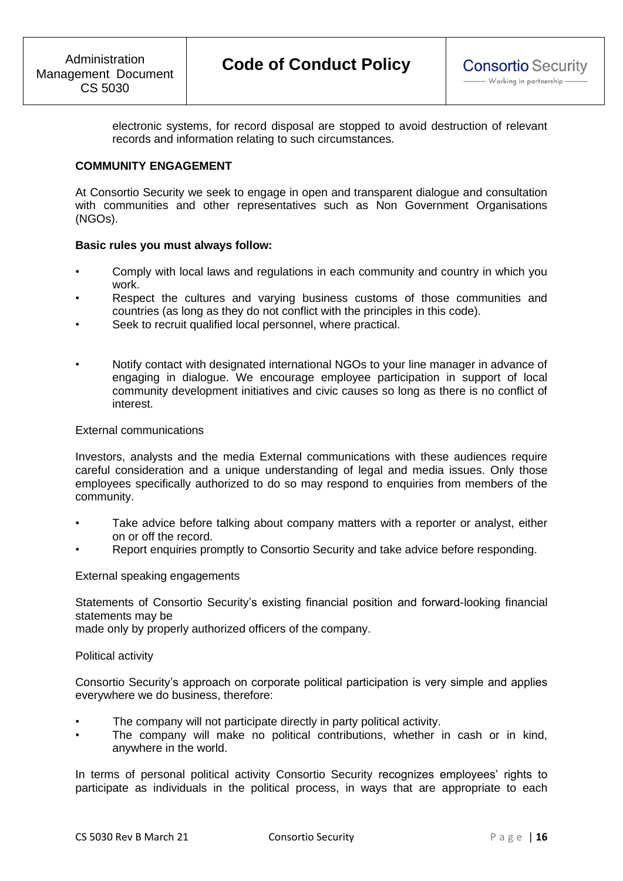electronic systems, for record disposal are stopped to avoid destruction of relevant records and information relating to such circumstances.

## COMMUNITY ENGAGEMENT

At Consortio Security we seek to engage in open and transparent dialogue and consultation with communities and other representatives such as Non Government Organisations (NGOs).

**Basic rules you must always follow:**

- Comply with local laws and regulations in each community and country in which you work.
- Respect the cultures and varying business customs of those communities and countries (as long as they do not conflict with the principles in this code).
- Seek to recruit qualified local personnel, where practical.
- Notify contact with designated international NGOs to your line manager in advance of engaging in dialogue. We encourage employee participation in support of local community development initiatives and civic causes so long as there is no conflict of interest.

### External communications

Investors, analysts and the media External communications with these audiences require careful consideration and a unique understanding of legal and media issues. Only those employees specifically authorized to do so may respond to enquiries from members of the community.

- Take advice before talking about company matters with a reporter or analyst, either on or off the record.
- Report enquiries promptly to Consortio Security and take advice before responding.

### External speaking engagements

Statements of Consortio Security's existing financial position and forward-looking financial statements may be made only by properly authorized officers of the company.

### Political activity

Consortio Security's approach on corporate political participation is very simple and applies everywhere we do business, therefore:

- The company will not participate directly in party political activity.
- The company will make no political contributions, whether in cash or in kind, anywhere in the world.

In terms of personal political activity Consortio Security recognizes employees' rights to participate as individuals in the political process, in ways that are appropriate to each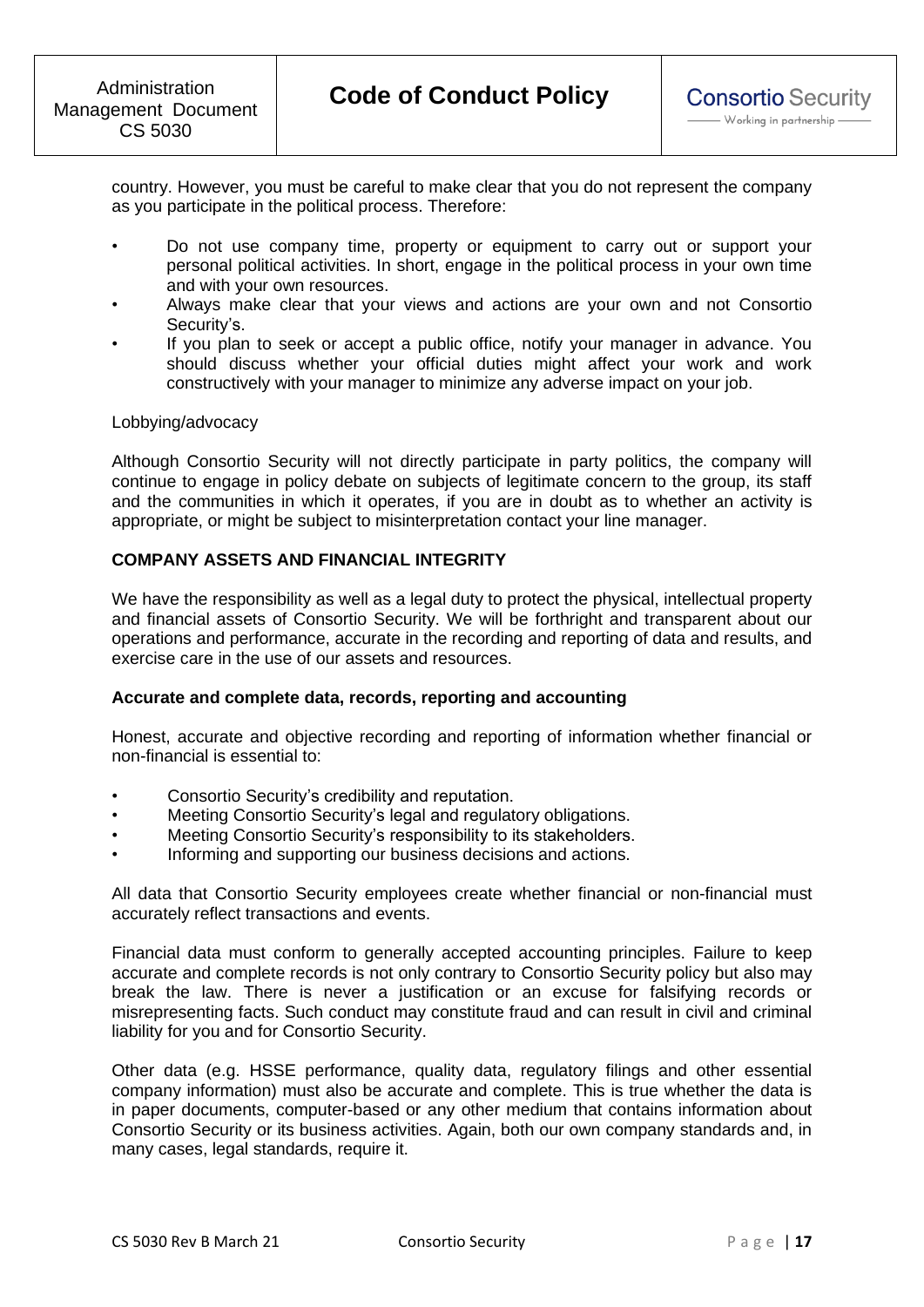country. However, you must be careful to make clear that you do not represent the company as you participate in the political process. Therefore:

- Do not use company time, property or equipment to carry out or support your personal political activities. In short, engage in the political process in your own time and with your own resources.
- Always make clear that your views and actions are your own and not Consortio Security's.
- If you plan to seek or accept a public office, notify your manager in advance. You should discuss whether your official duties might affect your work and work constructively with your manager to minimize any adverse impact on your job.

Lobbying/advocacy

Although Consortio Security will not directly participate in party politics, the company will continue to engage in policy debate on subjects of legitimate concern to the group, its staff and the communities in which it operates, if you are in doubt as to whether an activity is appropriate, or might be subject to misinterpretation contact your line manager.

**COMPANY ASSETS AND FINANCIAL INTEGRITY**

We have the responsibility as well as a legal duty to protect the physical, intellectual property and financial assets of Consortio Security. We will be forthright and transparent about our operations and performance, accurate in the recording and reporting of data and results, and exercise care in the use of our assets and resources.

**Accurate and complete data, records, reporting and accounting**

Honest, accurate and objective recording and reporting of information whether financial or non-financial is essential to:

- Consortio Security's credibility and reputation.
- Meeting Consortio Security's legal and regulatory obligations.
- Meeting Consortio Security's responsibility to its stakeholders.
- Informing and supporting our business decisions and actions.

All data that Consortio Security employees create whether financial or non-financial must accurately reflect transactions and events.

Financial data must conform to generally accepted accounting principles. Failure to keep accurate and complete records is not only contrary to Consortio Security policy but also may break the law. There is never a justification or an excuse for falsifying records or misrepresenting facts. Such conduct may constitute fraud and can result in civil and criminal liability for you and for Consortio Security.

Other data (e.g. HSSE performance, quality data, regulatory filings and other essential company information) must also be accurate and complete. This is true whether the data is in paper documents, computer-based or any other medium that contains information about Consortio Security or its business activities. Again, both our own company standards and, in many cases, legal standards, require it.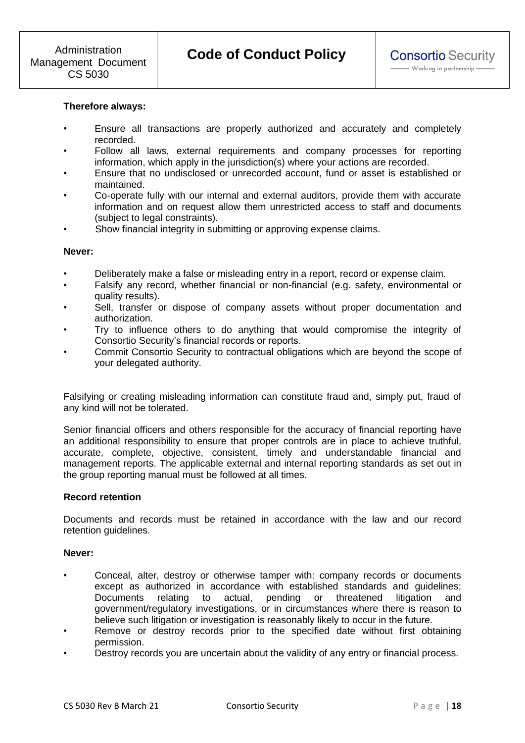**Therefore always:**

- Ensure all transactions are properly authorized and accurately and completely recorded.
- Follow all laws, external requirements and company processes for reporting information, which apply in the jurisdiction(s) where your actions are recorded.
- Ensure that no undisclosed or unrecorded account, fund or asset is established or maintained.
- Co-operate fully with our internal and external auditors, provide them with accurate information and on request allow them unrestricted access to staff and documents (subject to legal constraints).
- Show financial integrity in submitting or approving expense claims.

**Never:**

- Deliberately make a false or misleading entry in a report, record or expense claim.
- Falsify any record, whether financial or non-financial (e.g. safety, environmental or quality results).
- Sell, transfer or dispose of company assets without proper documentation and authorization.
- Try to influence others to do anything that would compromise the integrity of Consortio Security's financial records or reports.
- Commit Consortio Security to contractual obligations which are beyond the scope of your delegated authority.

Falsifying or creating misleading information can constitute fraud and, simply put, fraud of any kind will not be tolerated.

Senior financial officers and others responsible for the accuracy of financial reporting have an additional responsibility to ensure that proper controls are in place to achieve truthful, accurate, complete, objective, consistent, timely and understandable financial and management reports. The applicable external and internal reporting standards as set out in the group reporting manual must be followed at all times.

**Record retention**

Documents and records must be retained in accordance with the law and our record retention guidelines.

**Never:**

- Conceal, alter, destroy or otherwise tamper with: company records or documents except as authorized in accordance with established standards and guidelines; Documents relating to actual, pending or threatened litigation and government/regulatory investigations, or in circumstances where there is reason to believe such litigation or investigation is reasonably likely to occur in the future.
- Remove or destroy records prior to the specified date without first obtaining permission.
- Destroy records you are uncertain about the validity of any entry or financial process.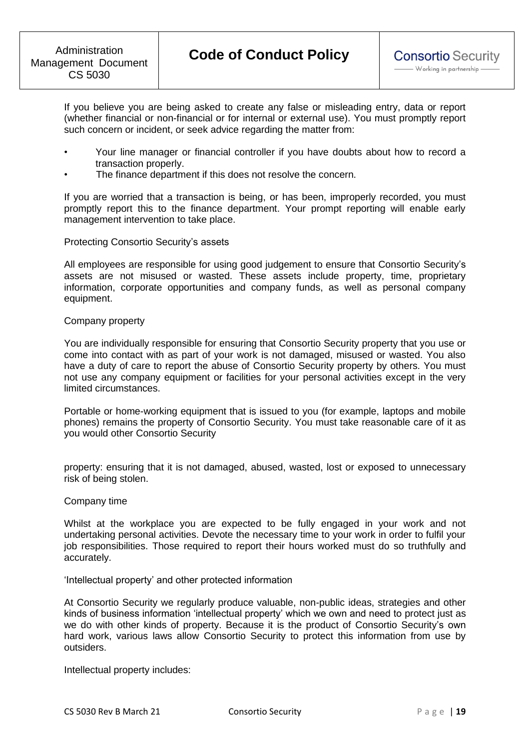If you believe you are being asked to create any false or misleading entry, data or report (whether financial or non-financial or for internal or external use). You must promptly report such concern or incident, or seek advice regarding the matter from:

- Your line manager or financial controller if you have doubts about how to record a transaction properly.
- The finance department if this does not resolve the concern.

If you are worried that a transaction is being, or has been, improperly recorded, you must promptly report this to the finance department. Your prompt reporting will enable early management intervention to take place.

Protecting Consortio Security's assets

All employees are responsible for using good judgement to ensure that Consortio Security's assets are not misused or wasted. These assets include property, time, proprietary information, corporate opportunities and company funds, as well as personal company equipment.

Company property

You are individually responsible for ensuring that Consortio Security property that you use or come into contact with as part of your work is not damaged, misused or wasted. You also have a duty of care to report the abuse of Consortio Security property by others. You must not use any company equipment or facilities for your personal activities except in the very limited circumstances.

Portable or home-working equipment that is issued to you (for example, laptops and mobile phones) remains the property of Consortio Security. You must take reasonable care of it as you would other Consortio Security

property: ensuring that it is not damaged, abused, wasted, lost or exposed to unnecessary risk of being stolen.

Company time

Whilst at the workplace you are expected to be fully engaged in your work and not undertaking personal activities. Devote the necessary time to your work in order to fulfil your job responsibilities. Those required to report their hours worked must do so truthfully and accurately.

'Intellectual property' and other protected information

At Consortio Security we regularly produce valuable, non-public ideas, strategies and other kinds of business information 'intellectual property' which we own and need to protect just as we do with other kinds of property. Because it is the product of Consortio Security's own hard work, various laws allow Consortio Security to protect this information from use by outsiders.

Intellectual property includes: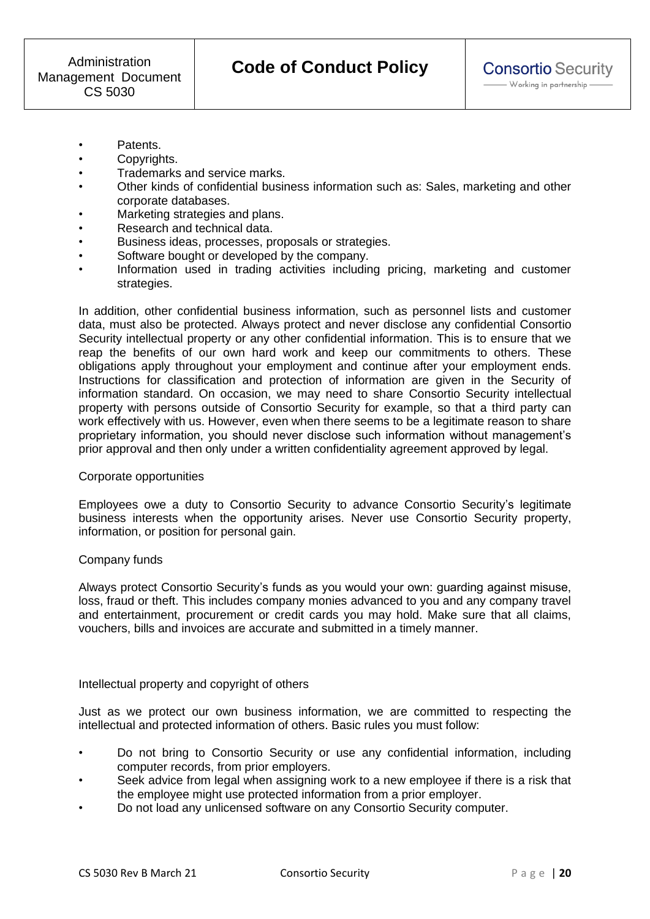- Patents.
- Copyrights.
- Trademarks and service marks.
- Other kinds of confidential business information such as: Sales, marketing and other corporate databases.
- Marketing strategies and plans.
- Research and technical data.
- Business ideas, processes, proposals or strategies.
- Software bought or developed by the company.
- Information used in trading activities including pricing, marketing and customer strategies.

In addition, other confidential business information, such as personnel lists and customer data, must also be protected. Always protect and never disclose any confidential Consortio Security intellectual property or any other confidential information. This is to ensure that we reap the benefits of our own hard work and keep our commitments to others. These obligations apply throughout your employment and continue after your employment ends. Instructions for classification and protection of information are given in the Security of information standard. On occasion, we may need to share Consortio Security intellectual property with persons outside of Consortio Security for example, so that a third party can work effectively with us. However, even when there seems to be a legitimate reason to share proprietary information, you should never disclose such information without management's prior approval and then only under a written confidentiality agreement approved by legal.

Corporate opportunities

Employees owe a duty to Consortio Security to advance Consortio Security's legitimate business interests when the opportunity arises. Never use Consortio Security property, information, or position for personal gain.

Company funds

Always protect Consortio Security's funds as you would your own: guarding against misuse, loss, fraud or theft. This includes company monies advanced to you and any company travel and entertainment, procurement or credit cards you may hold. Make sure that all claims, vouchers, bills and invoices are accurate and submitted in a timely manner.

Intellectual property and copyright of others

Just as we protect our own business information, we are committed to respecting the intellectual and protected information of others. Basic rules you must follow:

- Do not bring to Consortio Security or use any confidential information, including computer records, from prior employers.
- Seek advice from legal when assigning work to a new employee if there is a risk that the employee might use protected information from a prior employer.
- Do not load any unlicensed software on any Consortio Security computer.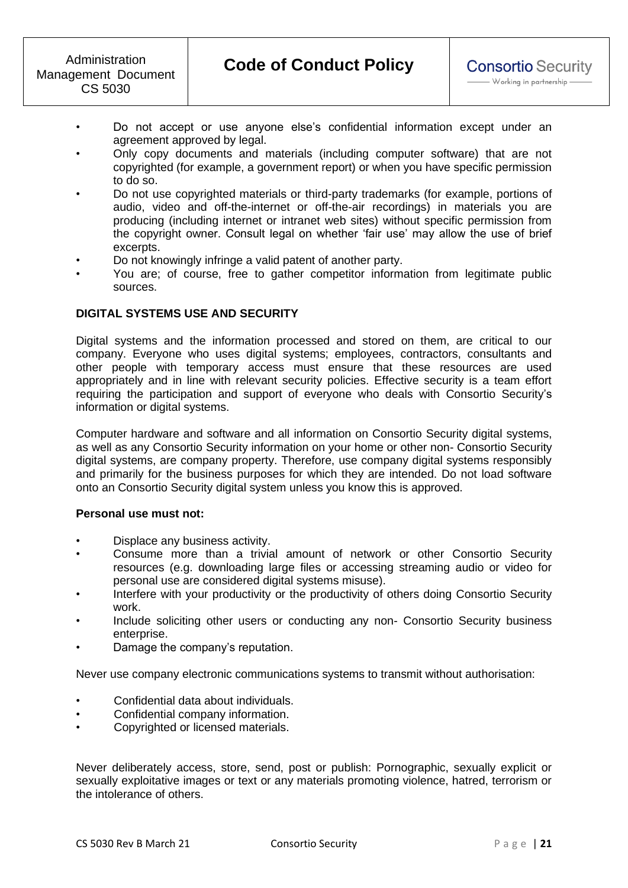- Do not accept or use anyone else's confidential information except under an agreement approved by legal.
- Only copy documents and materials (including computer software) that are not copyrighted (for example, a government report) or when you have specific permission to do so.
- Do not use copyrighted materials or third-party trademarks (for example, portions of audio, video and off-the-internet or off-the-air recordings) in materials you are producing (including internet or intranet web sites) without specific permission from the copyright owner. Consult legal on whether 'fair use' may allow the use of brief excerpts.
- Do not knowingly infringe a valid patent of another party.
- You are; of course, free to gather competitor information from legitimate public sources.

**DIGITAL SYSTEMS USE AND SECURITY**

Digital systems and the information processed and stored on them, are critical to our company. Everyone who uses digital systems; employees, contractors, consultants and other people with temporary access must ensure that these resources are used appropriately and in line with relevant security policies. Effective security is a team effort requiring the participation and support of everyone who deals with Consortio Security's information or digital systems.

Computer hardware and software and all information on Consortio Security digital systems, as well as any Consortio Security information on your home or other non- Consortio Security digital systems, are company property. Therefore, use company digital systems responsibly and primarily for the business purposes for which they are intended. Do not load software onto an Consortio Security digital system unless you know this is approved.

**Personal use must not:**

- Displace any business activity.
- Consume more than a trivial amount of network or other Consortio Security resources (e.g. downloading large files or accessing streaming audio or video for personal use are considered digital systems misuse).
- Interfere with your productivity or the productivity of others doing Consortio Security work.
- Include soliciting other users or conducting any non- Consortio Security business enterprise.
- Damage the company's reputation.

Never use company electronic communications systems to transmit without authorisation:

- Confidential data about individuals.
- Confidential company information.
- Copyrighted or licensed materials.

Never deliberately access, store, send, post or publish: Pornographic, sexually explicit or sexually exploitative images or text or any materials promoting violence, hatred, terrorism or the intolerance of others.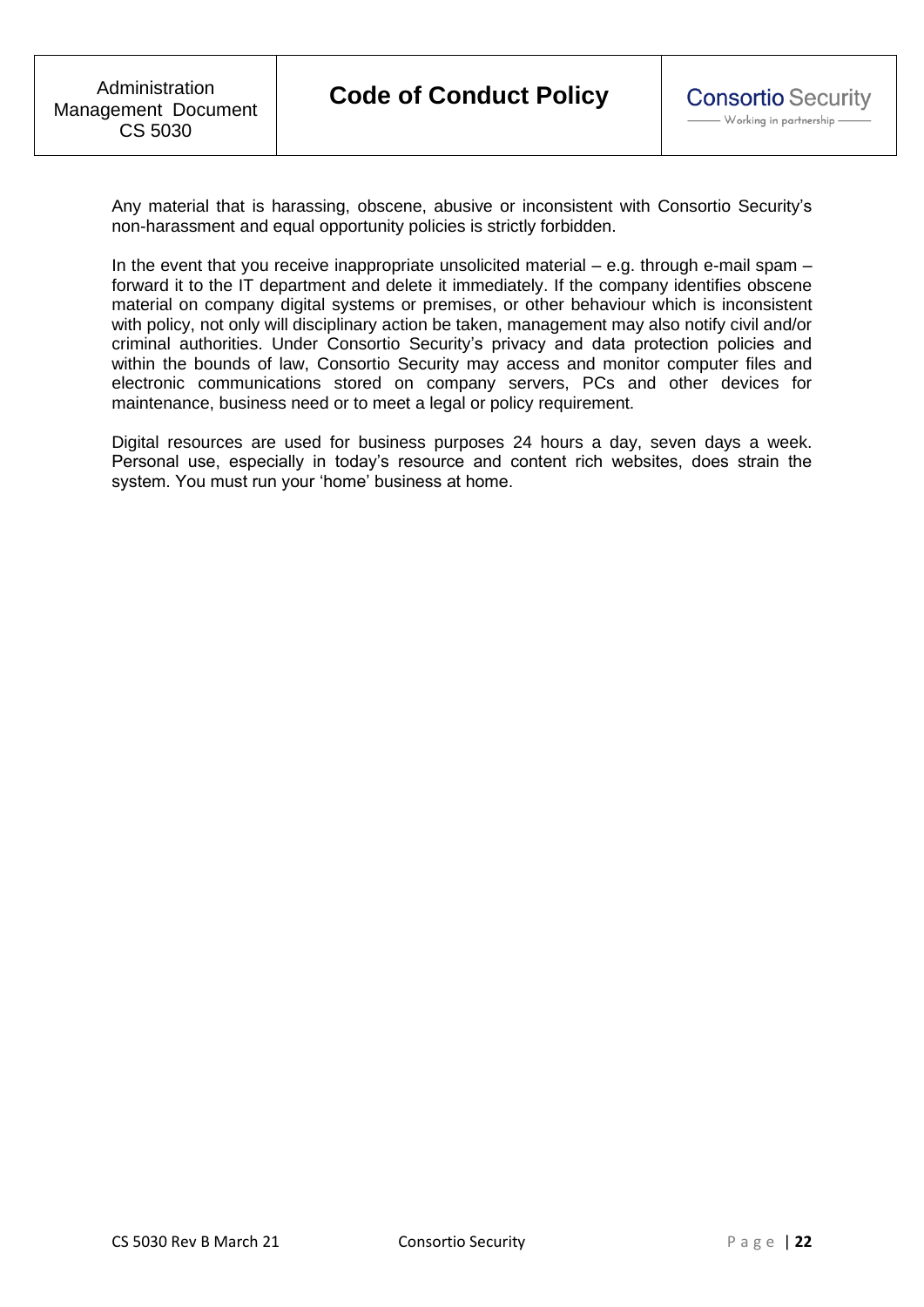Any material that is harassing, obscene, abusive or inconsistent with Consortio Security's non-harassment and equal opportunity policies is strictly forbidden.

In the event that you receive inappropriate unsolicited material – e.g. through e-mail spam – forward it to the IT department and delete it immediately. If the company identifies obscene material on company digital systems or premises, or other behaviour which is inconsistent with policy, not only will disciplinary action be taken, management may also notify civil and/or criminal authorities. Under Consortio Security's privacy and data protection policies and within the bounds of law, Consortio Security may access and monitor computer files and electronic communications stored on company servers, PCs and other devices for maintenance, business need or to meet a legal or policy requirement.

Digital resources are used for business purposes 24 hours a day, seven days a week. Personal use, especially in today's resource and content rich websites, does strain the system. You must run your 'home' business at home.